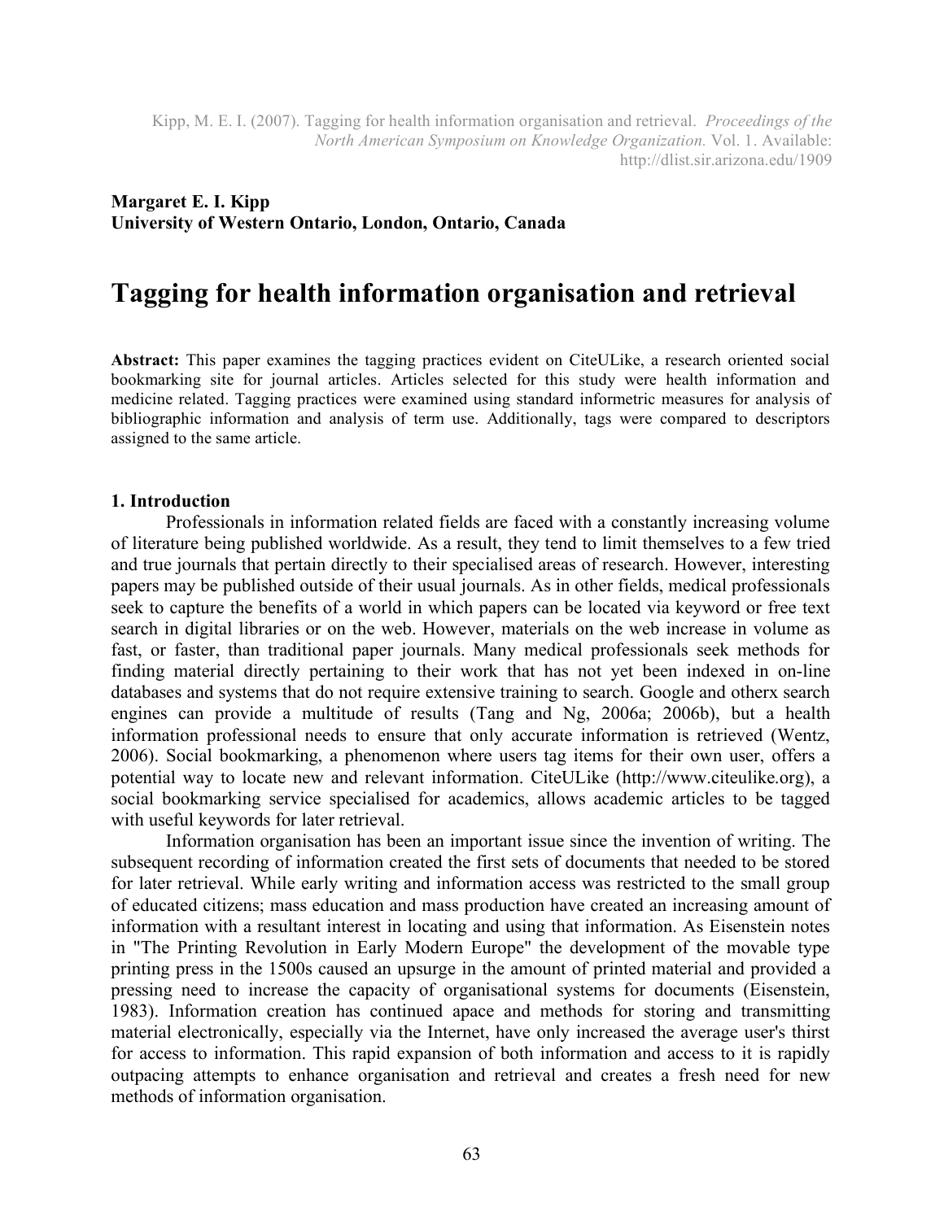Kipp, M. E. I. (2007). Tagging for health information organisation and retrieval. *Proceedings of the North American Symposium on Knowledge Organization.* Vol. 1. Available: http://dlist.sir.arizona.edu/1909

**Margaret E. I. Kipp**
**University of Western Ontario, London, Ontario, Canada**

# Tagging for health information organisation and retrieval

**Abstract:** This paper examines the tagging practices evident on CiteULike, a research oriented social bookmarking site for journal articles. Articles selected for this study were health information and medicine related. Tagging practices were examined using standard informetric measures for analysis of bibliographic information and analysis of term use. Additionally, tags were compared to descriptors assigned to the same article.

## 1. Introduction

Professionals in information related fields are faced with a constantly increasing volume of literature being published worldwide. As a result, they tend to limit themselves to a few tried and true journals that pertain directly to their specialised areas of research. However, interesting papers may be published outside of their usual journals. As in other fields, medical professionals seek to capture the benefits of a world in which papers can be located via keyword or free text search in digital libraries or on the web. However, materials on the web increase in volume as fast, or faster, than traditional paper journals. Many medical professionals seek methods for finding material directly pertaining to their work that has not yet been indexed in on-line databases and systems that do not require extensive training to search. Google and otherx search engines can provide a multitude of results (Tang and Ng, 2006a; 2006b), but a health information professional needs to ensure that only accurate information is retrieved (Wentz, 2006). Social bookmarking, a phenomenon where users tag items for their own user, offers a potential way to locate new and relevant information. CiteULike (http://www.citeulike.org), a social bookmarking service specialised for academics, allows academic articles to be tagged with useful keywords for later retrieval.

Information organisation has been an important issue since the invention of writing. The subsequent recording of information created the first sets of documents that needed to be stored for later retrieval. While early writing and information access was restricted to the small group of educated citizens; mass education and mass production have created an increasing amount of information with a resultant interest in locating and using that information. As Eisenstein notes in "The Printing Revolution in Early Modern Europe" the development of the movable type printing press in the 1500s caused an upsurge in the amount of printed material and provided a pressing need to increase the capacity of organisational systems for documents (Eisenstein, 1983). Information creation has continued apace and methods for storing and transmitting material electronically, especially via the Internet, have only increased the average user's thirst for access to information. This rapid expansion of both information and access to it is rapidly outpacing attempts to enhance organisation and retrieval and creates a fresh need for new methods of information organisation.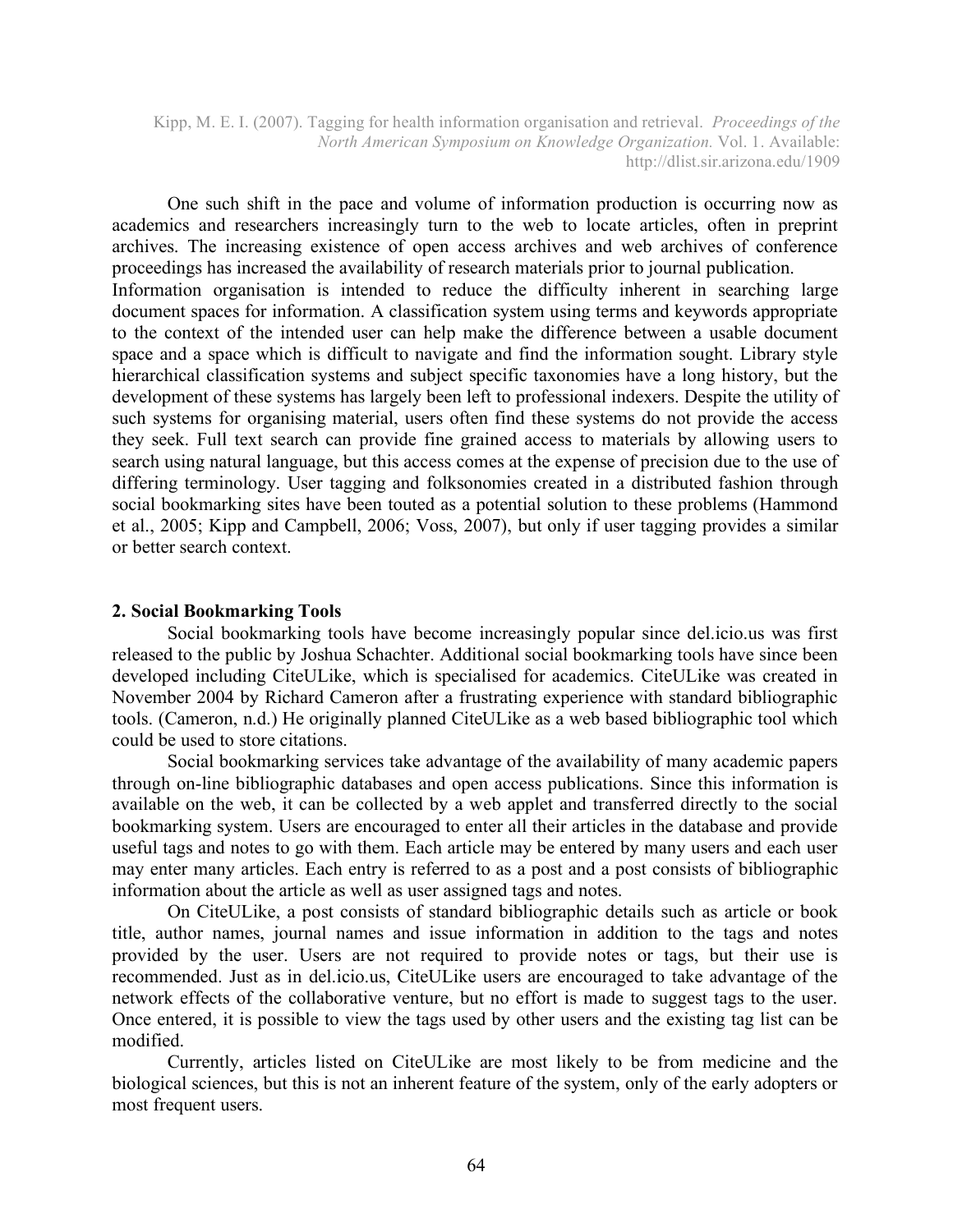One such shift in the pace and volume of information production is occurring now as academics and researchers increasingly turn to the web to locate articles, often in preprint archives. The increasing existence of open access archives and web archives of conference proceedings has increased the availability of research materials prior to journal publication.

Information organisation is intended to reduce the difficulty inherent in searching large document spaces for information. A classification system using terms and keywords appropriate to the context of the intended user can help make the difference between a usable document space and a space which is difficult to navigate and find the information sought. Library style hierarchical classification systems and subject specific taxonomies have a long history, but the development of these systems has largely been left to professional indexers. Despite the utility of such systems for organising material, users often find these systems do not provide the access they seek. Full text search can provide fine grained access to materials by allowing users to search using natural language, but this access comes at the expense of precision due to the use of differing terminology. User tagging and folksonomies created in a distributed fashion through social bookmarking sites have been touted as a potential solution to these problems (Hammond et al., 2005; Kipp and Campbell, 2006; Voss, 2007), but only if user tagging provides a similar or better search context.

## 2. Social Bookmarking Tools

Social bookmarking tools have become increasingly popular since del.icio.us was first released to the public by Joshua Schachter. Additional social bookmarking tools have since been developed including CiteULike, which is specialised for academics. CiteULike was created in November 2004 by Richard Cameron after a frustrating experience with standard bibliographic tools. (Cameron, n.d.) He originally planned CiteULike as a web based bibliographic tool which could be used to store citations.

Social bookmarking services take advantage of the availability of many academic papers through on-line bibliographic databases and open access publications. Since this information is available on the web, it can be collected by a web applet and transferred directly to the social bookmarking system. Users are encouraged to enter all their articles in the database and provide useful tags and notes to go with them. Each article may be entered by many users and each user may enter many articles. Each entry is referred to as a post and a post consists of bibliographic information about the article as well as user assigned tags and notes.

On CiteULike, a post consists of standard bibliographic details such as article or book title, author names, journal names and issue information in addition to the tags and notes provided by the user. Users are not required to provide notes or tags, but their use is recommended. Just as in del.icio.us, CiteULike users are encouraged to take advantage of the network effects of the collaborative venture, but no effort is made to suggest tags to the user. Once entered, it is possible to view the tags used by other users and the existing tag list can be modified.

Currently, articles listed on CiteULike are most likely to be from medicine and the biological sciences, but this is not an inherent feature of the system, only of the early adopters or most frequent users.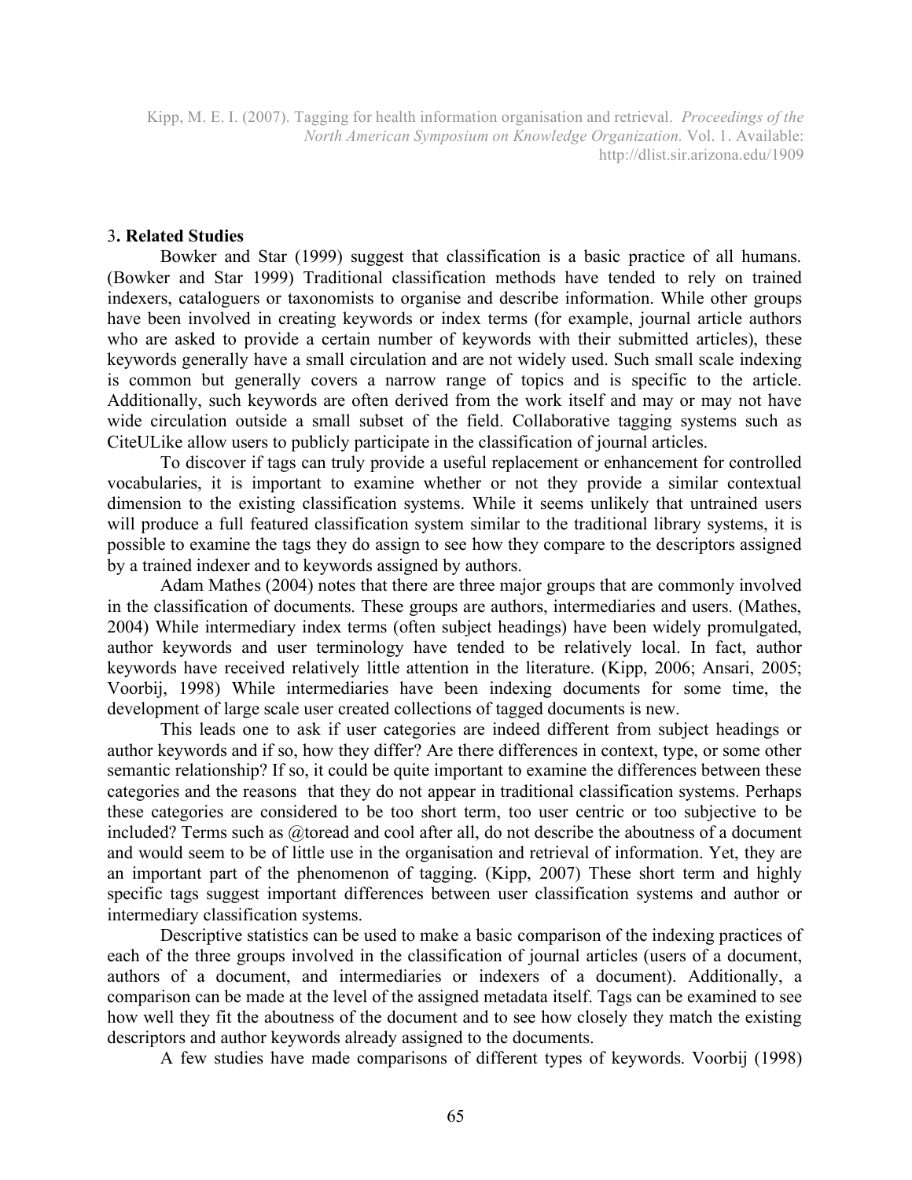## 3. Related Studies

Bowker and Star (1999) suggest that classification is a basic practice of all humans. (Bowker and Star 1999) Traditional classification methods have tended to rely on trained indexers, cataloguers or taxonomists to organise and describe information. While other groups have been involved in creating keywords or index terms (for example, journal article authors who are asked to provide a certain number of keywords with their submitted articles), these keywords generally have a small circulation and are not widely used. Such small scale indexing is common but generally covers a narrow range of topics and is specific to the article. Additionally, such keywords are often derived from the work itself and may or may not have wide circulation outside a small subset of the field. Collaborative tagging systems such as CiteULike allow users to publicly participate in the classification of journal articles.

To discover if tags can truly provide a useful replacement or enhancement for controlled vocabularies, it is important to examine whether or not they provide a similar contextual dimension to the existing classification systems. While it seems unlikely that untrained users will produce a full featured classification system similar to the traditional library systems, it is possible to examine the tags they do assign to see how they compare to the descriptors assigned by a trained indexer and to keywords assigned by authors.

Adam Mathes (2004) notes that there are three major groups that are commonly involved in the classification of documents. These groups are authors, intermediaries and users. (Mathes, 2004) While intermediary index terms (often subject headings) have been widely promulgated, author keywords and user terminology have tended to be relatively local. In fact, author keywords have received relatively little attention in the literature. (Kipp, 2006; Ansari, 2005; Voorbij, 1998) While intermediaries have been indexing documents for some time, the development of large scale user created collections of tagged documents is new.

This leads one to ask if user categories are indeed different from subject headings or author keywords and if so, how they differ? Are there differences in context, type, or some other semantic relationship? If so, it could be quite important to examine the differences between these categories and the reasons that they do not appear in traditional classification systems. Perhaps these categories are considered to be too short term, too user centric or too subjective to be included? Terms such as @toread and cool after all, do not describe the aboutness of a document and would seem to be of little use in the organisation and retrieval of information. Yet, they are an important part of the phenomenon of tagging. (Kipp, 2007) These short term and highly specific tags suggest important differences between user classification systems and author or intermediary classification systems.

Descriptive statistics can be used to make a basic comparison of the indexing practices of each of the three groups involved in the classification of journal articles (users of a document, authors of a document, and intermediaries or indexers of a document). Additionally, a comparison can be made at the level of the assigned metadata itself. Tags can be examined to see how well they fit the aboutness of the document and to see how closely they match the existing descriptors and author keywords already assigned to the documents.

A few studies have made comparisons of different types of keywords. Voorbij (1998)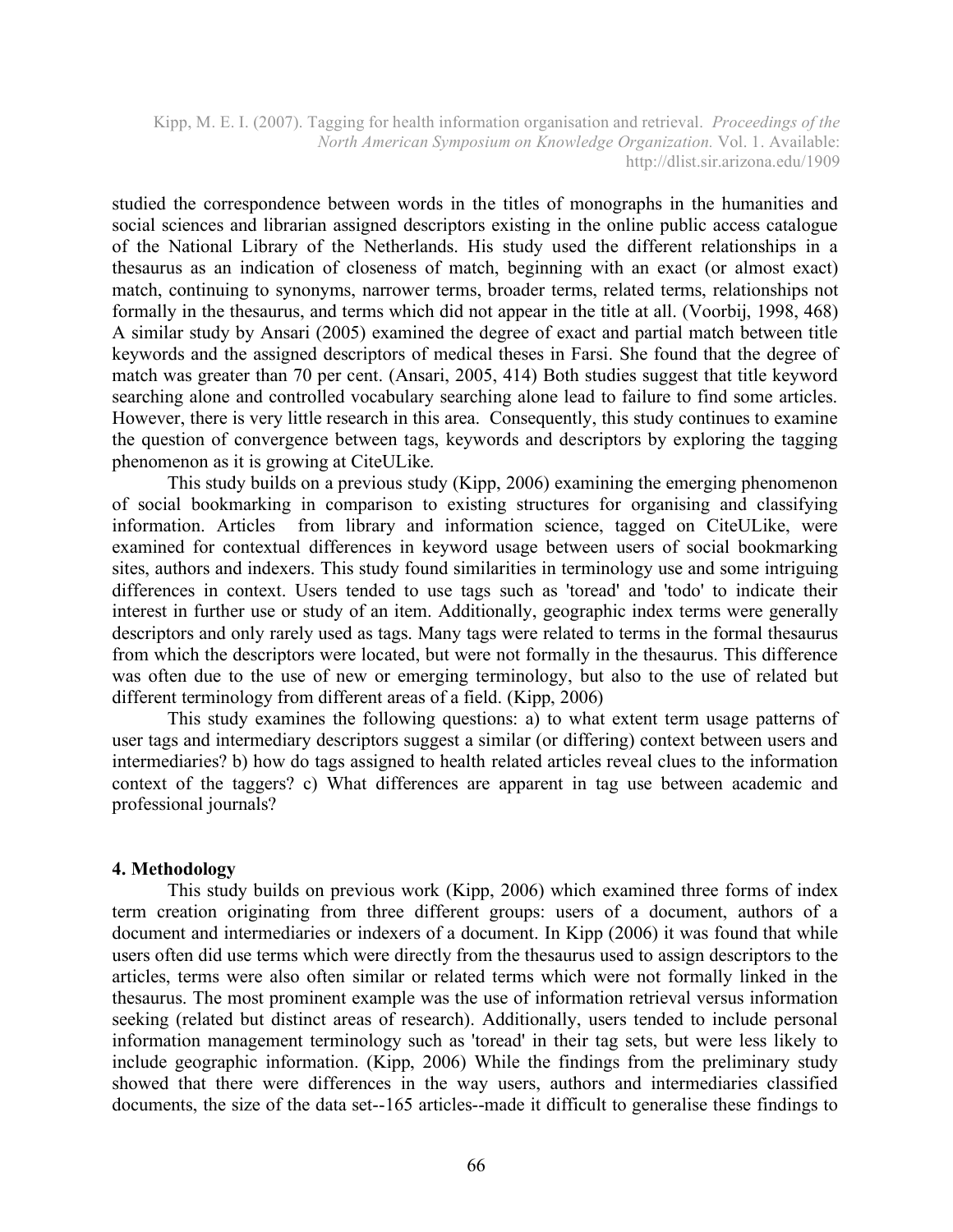studied the correspondence between words in the titles of monographs in the humanities and social sciences and librarian assigned descriptors existing in the online public access catalogue of the National Library of the Netherlands. His study used the different relationships in a thesaurus as an indication of closeness of match, beginning with an exact (or almost exact) match, continuing to synonyms, narrower terms, broader terms, related terms, relationships not formally in the thesaurus, and terms which did not appear in the title at all. (Voorbij, 1998, 468) A similar study by Ansari (2005) examined the degree of exact and partial match between title keywords and the assigned descriptors of medical theses in Farsi. She found that the degree of match was greater than 70 per cent. (Ansari, 2005, 414) Both studies suggest that title keyword searching alone and controlled vocabulary searching alone lead to failure to find some articles. However, there is very little research in this area. Consequently, this study continues to examine the question of convergence between tags, keywords and descriptors by exploring the tagging phenomenon as it is growing at CiteULike.

This study builds on a previous study (Kipp, 2006) examining the emerging phenomenon of social bookmarking in comparison to existing structures for organising and classifying information. Articles from library and information science, tagged on CiteULike, were examined for contextual differences in keyword usage between users of social bookmarking sites, authors and indexers. This study found similarities in terminology use and some intriguing differences in context. Users tended to use tags such as 'toread' and 'todo' to indicate their interest in further use or study of an item. Additionally, geographic index terms were generally descriptors and only rarely used as tags. Many tags were related to terms in the formal thesaurus from which the descriptors were located, but were not formally in the thesaurus. This difference was often due to the use of new or emerging terminology, but also to the use of related but different terminology from different areas of a field. (Kipp, 2006)

This study examines the following questions: a) to what extent term usage patterns of user tags and intermediary descriptors suggest a similar (or differing) context between users and intermediaries? b) how do tags assigned to health related articles reveal clues to the information context of the taggers? c) What differences are apparent in tag use between academic and professional journals?

## 4. Methodology

This study builds on previous work (Kipp, 2006) which examined three forms of index term creation originating from three different groups: users of a document, authors of a document and intermediaries or indexers of a document. In Kipp (2006) it was found that while users often did use terms which were directly from the thesaurus used to assign descriptors to the articles, terms were also often similar or related terms which were not formally linked in the thesaurus. The most prominent example was the use of information retrieval versus information seeking (related but distinct areas of research). Additionally, users tended to include personal information management terminology such as 'toread' in their tag sets, but were less likely to include geographic information. (Kipp, 2006) While the findings from the preliminary study showed that there were differences in the way users, authors and intermediaries classified documents, the size of the data set--165 articles--made it difficult to generalise these findings to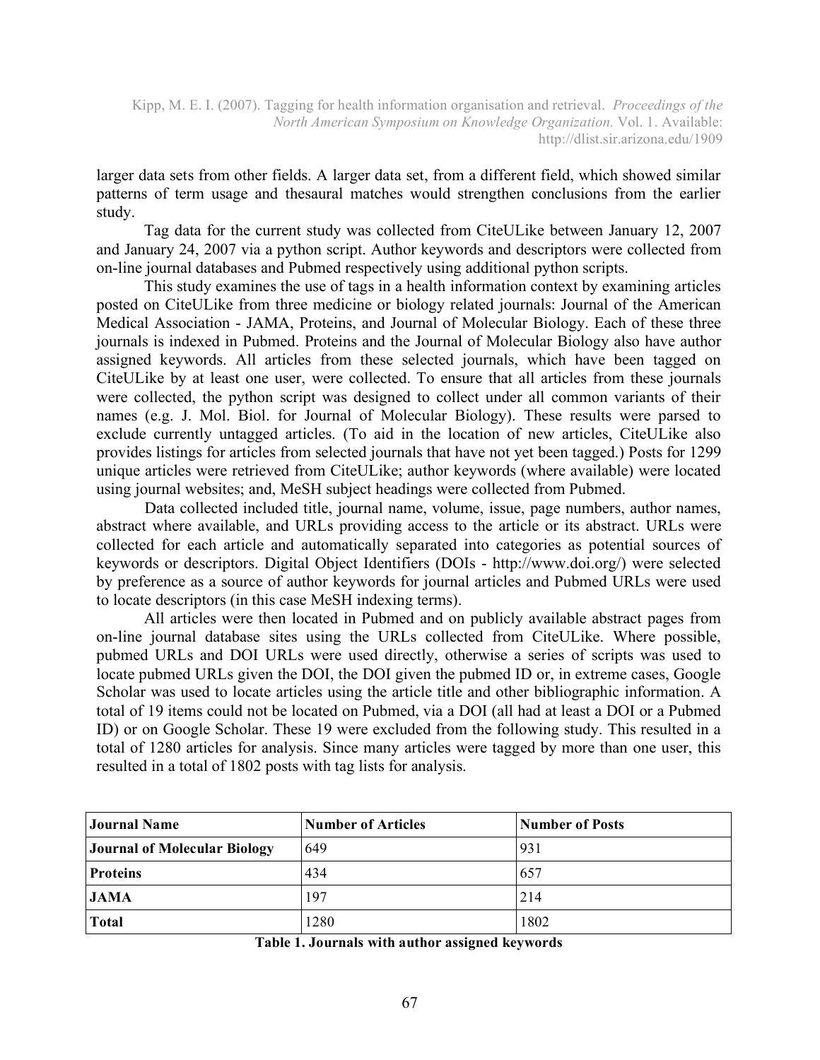larger data sets from other fields. A larger data set, from a different field, which showed similar patterns of term usage and thesaural matches would strengthen conclusions from the earlier study.

Tag data for the current study was collected from CiteULike between January 12, 2007 and January 24, 2007 via a python script. Author keywords and descriptors were collected from on-line journal databases and Pubmed respectively using additional python scripts.

This study examines the use of tags in a health information context by examining articles posted on CiteULike from three medicine or biology related journals: Journal of the American Medical Association - JAMA, Proteins, and Journal of Molecular Biology. Each of these three journals is indexed in Pubmed. Proteins and the Journal of Molecular Biology also have author assigned keywords. All articles from these selected journals, which have been tagged on CiteULike by at least one user, were collected. To ensure that all articles from these journals were collected, the python script was designed to collect under all common variants of their names (e.g. J. Mol. Biol. for Journal of Molecular Biology). These results were parsed to exclude currently untagged articles. (To aid in the location of new articles, CiteULike also provides listings for articles from selected journals that have not yet been tagged.) Posts for 1299 unique articles were retrieved from CiteULike; author keywords (where available) were located using journal websites; and, MeSH subject headings were collected from Pubmed.

Data collected included title, journal name, volume, issue, page numbers, author names, abstract where available, and URLs providing access to the article or its abstract. URLs were collected for each article and automatically separated into categories as potential sources of keywords or descriptors. Digital Object Identifiers (DOIs - http://www.doi.org/) were selected by preference as a source of author keywords for journal articles and Pubmed URLs were used to locate descriptors (in this case MeSH indexing terms).

All articles were then located in Pubmed and on publicly available abstract pages from on-line journal database sites using the URLs collected from CiteULike. Where possible, pubmed URLs and DOI URLs were used directly, otherwise a series of scripts was used to locate pubmed URLs given the DOI, the DOI given the pubmed ID or, in extreme cases, Google Scholar was used to locate articles using the article title and other bibliographic information. A total of 19 items could not be located on Pubmed, via a DOI (all had at least a DOI or a Pubmed ID) or on Google Scholar. These 19 were excluded from the following study. This resulted in a total of 1280 articles for analysis. Since many articles were tagged by more than one user, this resulted in a total of 1802 posts with tag lists for analysis.

| Journal Name | Number of Articles | Number of Posts |
|---|---|---|
| **Journal of Molecular Biology** | 649 | 931 |
| **Proteins** | 434 | 657 |
| **JAMA** | 197 | 214 |
| **Total** | 1280 | 1802 |

**Table 1. Journals with author assigned keywords**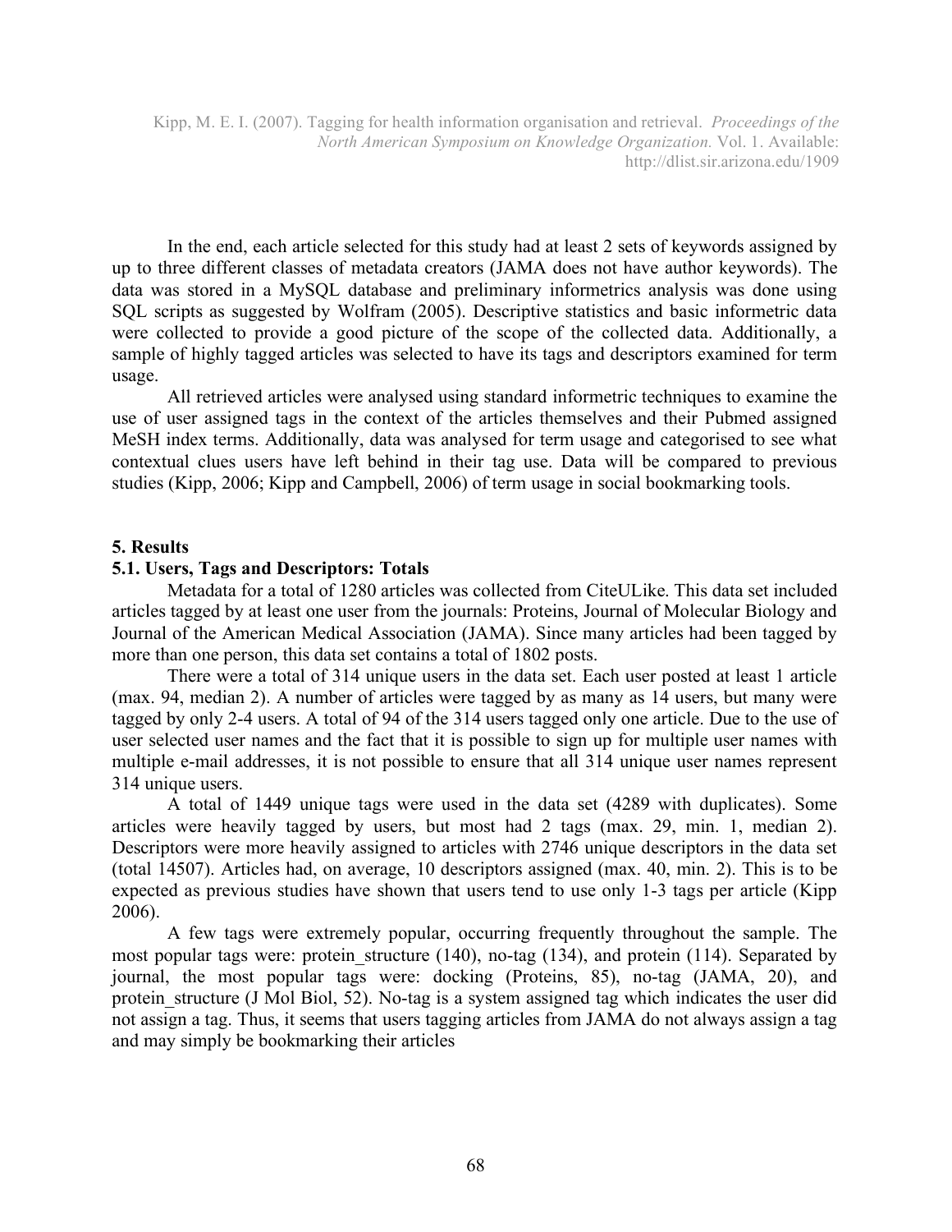In the end, each article selected for this study had at least 2 sets of keywords assigned by up to three different classes of metadata creators (JAMA does not have author keywords). The data was stored in a MySQL database and preliminary informetrics analysis was done using SQL scripts as suggested by Wolfram (2005). Descriptive statistics and basic informetric data were collected to provide a good picture of the scope of the collected data. Additionally, a sample of highly tagged articles was selected to have its tags and descriptors examined for term usage.

All retrieved articles were analysed using standard informetric techniques to examine the use of user assigned tags in the context of the articles themselves and their Pubmed assigned MeSH index terms. Additionally, data was analysed for term usage and categorised to see what contextual clues users have left behind in their tag use. Data will be compared to previous studies (Kipp, 2006; Kipp and Campbell, 2006) of term usage in social bookmarking tools.

## 5. Results

### 5.1. Users, Tags and Descriptors: Totals

Metadata for a total of 1280 articles was collected from CiteULike. This data set included articles tagged by at least one user from the journals: Proteins, Journal of Molecular Biology and Journal of the American Medical Association (JAMA). Since many articles had been tagged by more than one person, this data set contains a total of 1802 posts.

There were a total of 314 unique users in the data set. Each user posted at least 1 article (max. 94, median 2). A number of articles were tagged by as many as 14 users, but many were tagged by only 2-4 users. A total of 94 of the 314 users tagged only one article. Due to the use of user selected user names and the fact that it is possible to sign up for multiple user names with multiple e-mail addresses, it is not possible to ensure that all 314 unique user names represent 314 unique users.

A total of 1449 unique tags were used in the data set (4289 with duplicates). Some articles were heavily tagged by users, but most had 2 tags (max. 29, min. 1, median 2). Descriptors were more heavily assigned to articles with 2746 unique descriptors in the data set (total 14507). Articles had, on average, 10 descriptors assigned (max. 40, min. 2). This is to be expected as previous studies have shown that users tend to use only 1-3 tags per article (Kipp 2006).

A few tags were extremely popular, occurring frequently throughout the sample. The most popular tags were: protein_structure (140), no-tag (134), and protein (114). Separated by journal, the most popular tags were: docking (Proteins, 85), no-tag (JAMA, 20), and protein_structure (J Mol Biol, 52). No-tag is a system assigned tag which indicates the user did not assign a tag. Thus, it seems that users tagging articles from JAMA do not always assign a tag and may simply be bookmarking their articles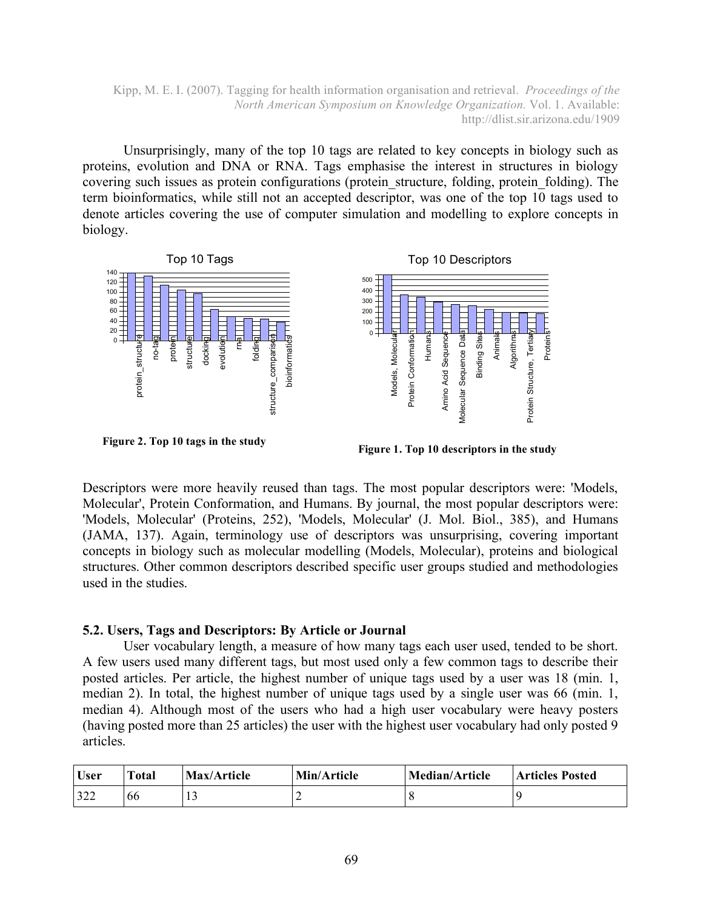Unsurprisingly, many of the top 10 tags are related to key concepts in biology such as proteins, evolution and DNA or RNA. Tags emphasise the interest in structures in biology covering such issues as protein configurations (protein_structure, folding, protein_folding). The term bioinformatics, while still not an accepted descriptor, was one of the top 10 tags used to denote articles covering the use of computer simulation and modelling to explore concepts in biology.

**Figure 2. Top 10 tags in the study**

**Figure 1. Top 10 descriptors in the study**

Descriptors were more heavily reused than tags. The most popular descriptors were: 'Models, Molecular', Protein Conformation, and Humans. By journal, the most popular descriptors were: 'Models, Molecular' (Proteins, 252), 'Models, Molecular' (J. Mol. Biol., 385), and Humans (JAMA, 137). Again, terminology use of descriptors was unsurprising, covering important concepts in biology such as molecular modelling (Models, Molecular), proteins and biological structures. Other common descriptors described specific user groups studied and methodologies used in the studies.

### 5.2. Users, Tags and Descriptors: By Article or Journal

User vocabulary length, a measure of how many tags each user used, tended to be short. A few users used many different tags, but most used only a few common tags to describe their posted articles. Per article, the highest number of unique tags used by a user was 18 (min. 1, median 2). In total, the highest number of unique tags used by a single user was 66 (min. 1, median 4). Although most of the users who had a high user vocabulary were heavy posters (having posted more than 25 articles) the user with the highest user vocabulary had only posted 9 articles.

| User | Total | Max/Article | Min/Article | Median/Article | Articles Posted |
|---|---|---|---|---|---|
| 322 | 66 | 13 | 2 | 8 | 9 |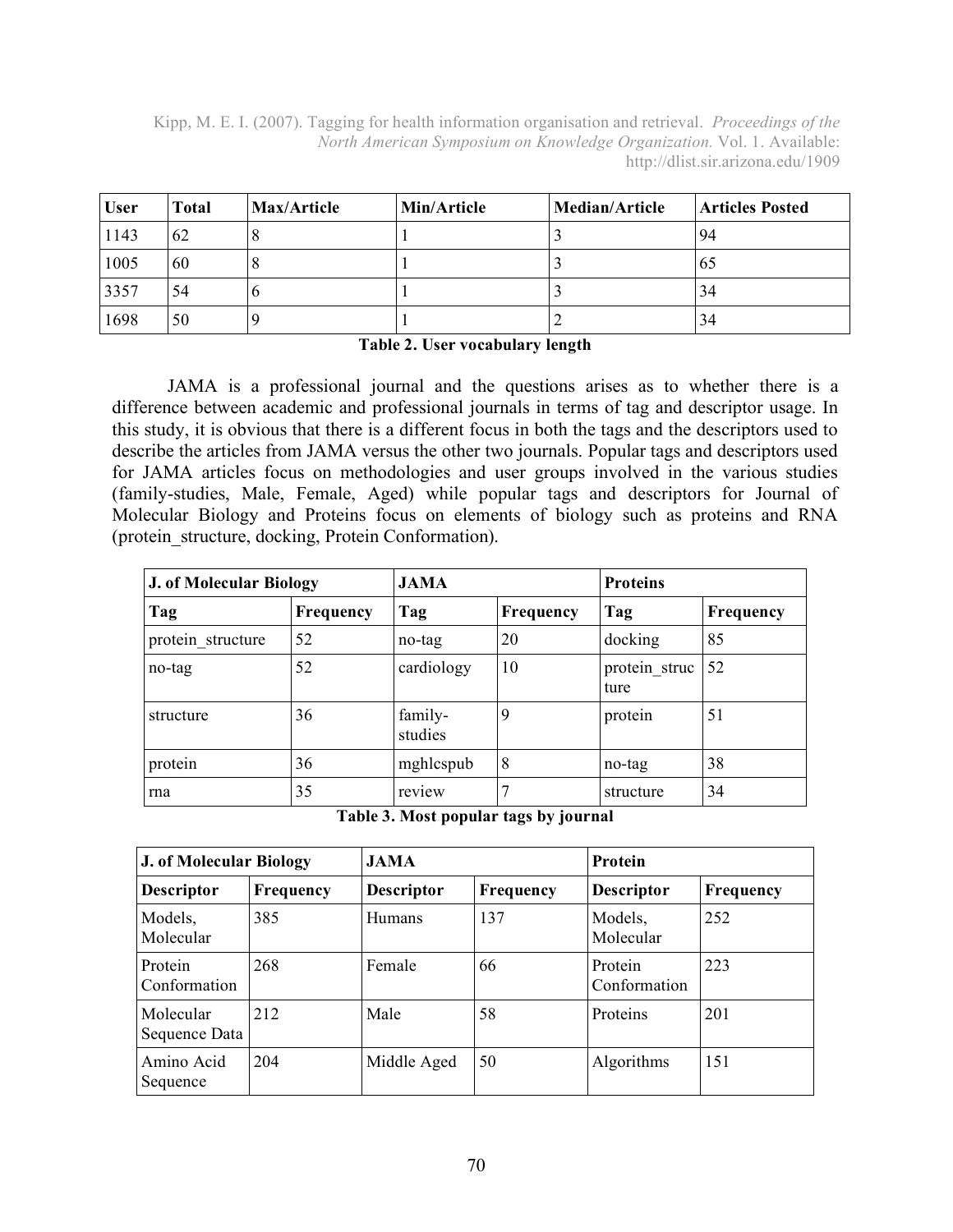| User | Total | Max/Article | Min/Article | Median/Article | Articles Posted |
|---|---|---|---|---|---|
| 1143 | 62 | 8 | 1 | 3 | 94 |
| 1005 | 60 | 8 | 1 | 3 | 65 |
| 3357 | 54 | 6 | 1 | 3 | 34 |
| 1698 | 50 | 9 | 1 | 2 | 34 |

**Table 2. User vocabulary length**

JAMA is a professional journal and the questions arises as to whether there is a difference between academic and professional journals in terms of tag and descriptor usage. In this study, it is obvious that there is a different focus in both the tags and the descriptors used to describe the articles from JAMA versus the other two journals. Popular tags and descriptors used for JAMA articles focus on methodologies and user groups involved in the various studies (family-studies, Male, Female, Aged) while popular tags and descriptors for Journal of Molecular Biology and Proteins focus on elements of biology such as proteins and RNA (protein_structure, docking, Protein Conformation).

| J. of Molecular Biology | | JAMA | | Proteins | |
|---|---|---|---|---|---|
| Tag | Frequency | Tag | Frequency | Tag | Frequency |
| protein_structure | 52 | no-tag | 20 | docking | 85 |
| no-tag | 52 | cardiology | 10 | protein_structure | 52 |
| structure | 36 | family-studies | 9 | protein | 51 |
| protein | 36 | mghlcspub | 8 | no-tag | 38 |
| rna | 35 | review | 7 | structure | 34 |

**Table 3. Most popular tags by journal**

| J. of Molecular Biology | | JAMA | | Protein | |
|---|---|---|---|---|---|
| Descriptor | Frequency | Descriptor | Frequency | Descriptor | Frequency |
| Models, Molecular | 385 | Humans | 137 | Models, Molecular | 252 |
| Protein Conformation | 268 | Female | 66 | Protein Conformation | 223 |
| Molecular Sequence Data | 212 | Male | 58 | Proteins | 201 |
| Amino Acid Sequence | 204 | Middle Aged | 50 | Algorithms | 151 |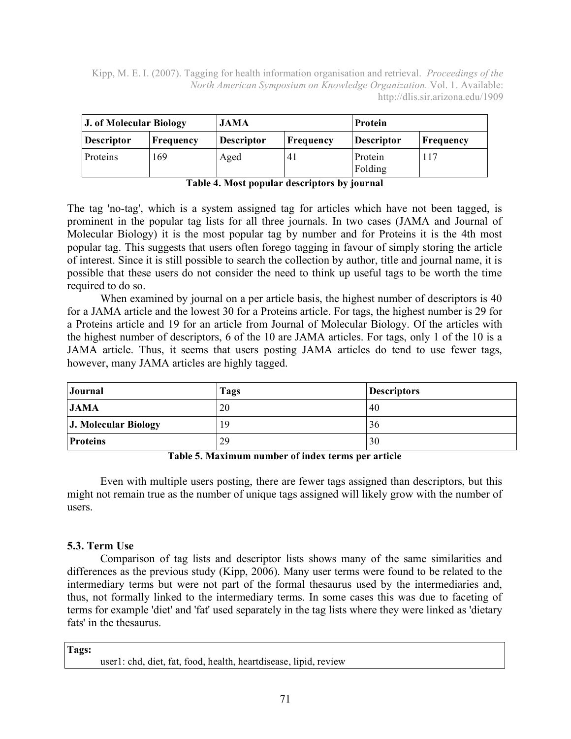| J. of Molecular Biology | | JAMA | | Protein | |
|---|---|---|---|---|---|
| Descriptor | Frequency | Descriptor | Frequency | Descriptor | Frequency |
| Proteins | 169 | Aged | 41 | Protein Folding | 117 |

**Table 4. Most popular descriptors by journal**

The tag 'no-tag', which is a system assigned tag for articles which have not been tagged, is prominent in the popular tag lists for all three journals. In two cases (JAMA and Journal of Molecular Biology) it is the most popular tag by number and for Proteins it is the 4th most popular tag. This suggests that users often forego tagging in favour of simply storing the article of interest. Since it is still possible to search the collection by author, title and journal name, it is possible that these users do not consider the need to think up useful tags to be worth the time required to do so.

When examined by journal on a per article basis, the highest number of descriptors is 40 for a JAMA article and the lowest 30 for a Proteins article. For tags, the highest number is 29 for a Proteins article and 19 for an article from Journal of Molecular Biology. Of the articles with the highest number of descriptors, 6 of the 10 are JAMA articles. For tags, only 1 of the 10 is a JAMA article. Thus, it seems that users posting JAMA articles do tend to use fewer tags, however, many JAMA articles are highly tagged.

| Journal | Tags | Descriptors |
|---|---|---|
| **JAMA** | 20 | 40 |
| **J. Molecular Biology** | 19 | 36 |
| **Proteins** | 29 | 30 |

**Table 5. Maximum number of index terms per article**

Even with multiple users posting, there are fewer tags assigned than descriptors, but this might not remain true as the number of unique tags assigned will likely grow with the number of users.

### 5.3. Term Use

Comparison of tag lists and descriptor lists shows many of the same similarities and differences as the previous study (Kipp, 2006). Many user terms were found to be related to the intermediary terms but were not part of the formal thesaurus used by the intermediaries and, thus, not formally linked to the intermediary terms. In some cases this was due to faceting of terms for example 'diet' and 'fat' used separately in the tag lists where they were linked as 'dietary fats' in the thesaurus.

**Tags:**

user1: chd, diet, fat, food, health, heartdisease, lipid, review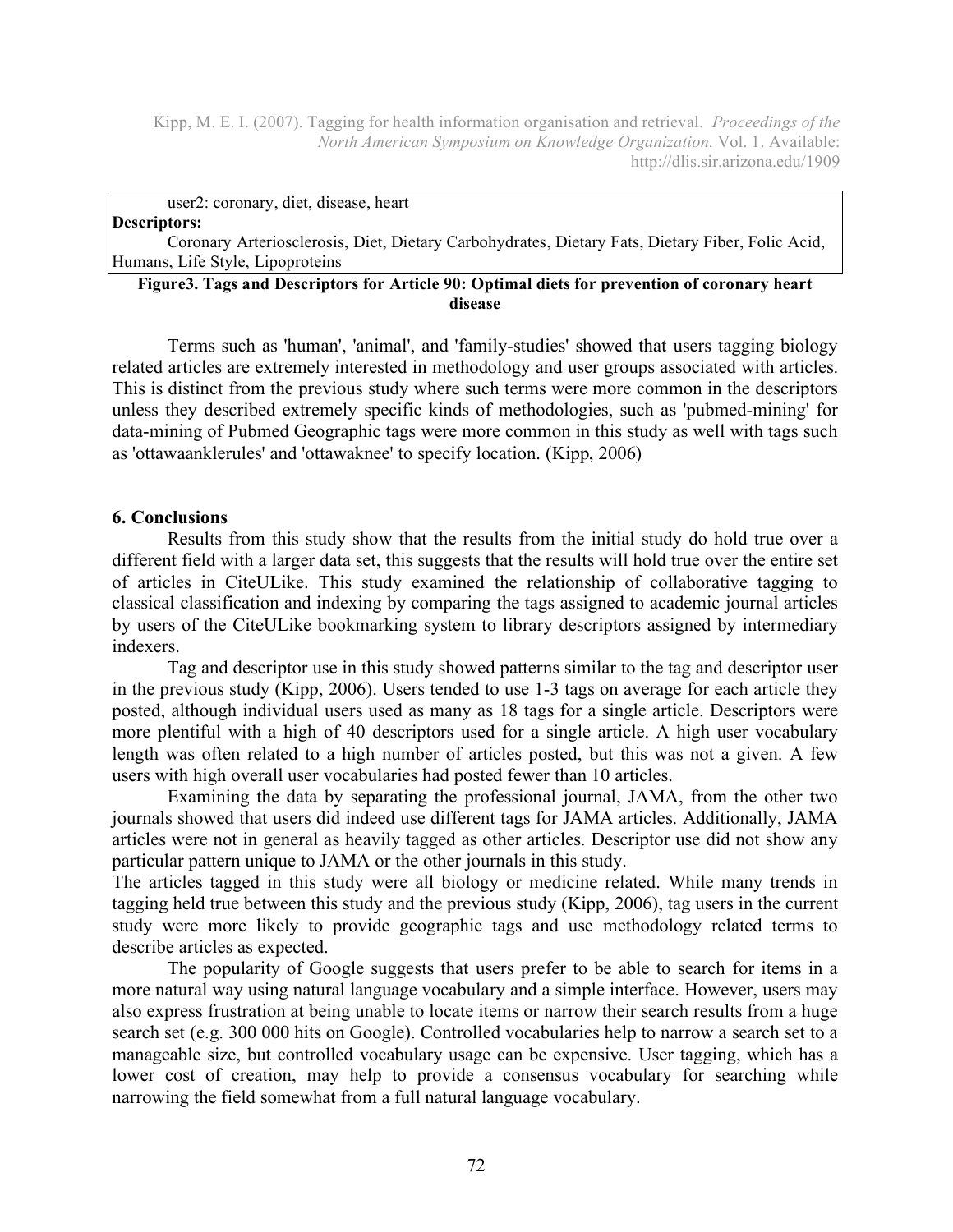user2: coronary, diet, disease, heart

**Descriptors:**

Coronary Arteriosclerosis, Diet, Dietary Carbohydrates, Dietary Fats, Dietary Fiber, Folic Acid, Humans, Life Style, Lipoproteins

**Figure3. Tags and Descriptors for Article 90: Optimal diets for prevention of coronary heart disease**

Terms such as 'human', 'animal', and 'family-studies' showed that users tagging biology related articles are extremely interested in methodology and user groups associated with articles. This is distinct from the previous study where such terms were more common in the descriptors unless they described extremely specific kinds of methodologies, such as 'pubmed-mining' for data-mining of Pubmed Geographic tags were more common in this study as well with tags such as 'ottawaanklerules' and 'ottawaknee' to specify location. (Kipp, 2006)

## 6. Conclusions

Results from this study show that the results from the initial study do hold true over a different field with a larger data set, this suggests that the results will hold true over the entire set of articles in CiteULike. This study examined the relationship of collaborative tagging to classical classification and indexing by comparing the tags assigned to academic journal articles by users of the CiteULike bookmarking system to library descriptors assigned by intermediary indexers.

Tag and descriptor use in this study showed patterns similar to the tag and descriptor user in the previous study (Kipp, 2006). Users tended to use 1-3 tags on average for each article they posted, although individual users used as many as 18 tags for a single article. Descriptors were more plentiful with a high of 40 descriptors used for a single article. A high user vocabulary length was often related to a high number of articles posted, but this was not a given. A few users with high overall user vocabularies had posted fewer than 10 articles.

Examining the data by separating the professional journal, JAMA, from the other two journals showed that users did indeed use different tags for JAMA articles. Additionally, JAMA articles were not in general as heavily tagged as other articles. Descriptor use did not show any particular pattern unique to JAMA or the other journals in this study.

The articles tagged in this study were all biology or medicine related. While many trends in tagging held true between this study and the previous study (Kipp, 2006), tag users in the current study were more likely to provide geographic tags and use methodology related terms to describe articles as expected.

The popularity of Google suggests that users prefer to be able to search for items in a more natural way using natural language vocabulary and a simple interface. However, users may also express frustration at being unable to locate items or narrow their search results from a huge search set (e.g. 300 000 hits on Google). Controlled vocabularies help to narrow a search set to a manageable size, but controlled vocabulary usage can be expensive. User tagging, which has a lower cost of creation, may help to provide a consensus vocabulary for searching while narrowing the field somewhat from a full natural language vocabulary.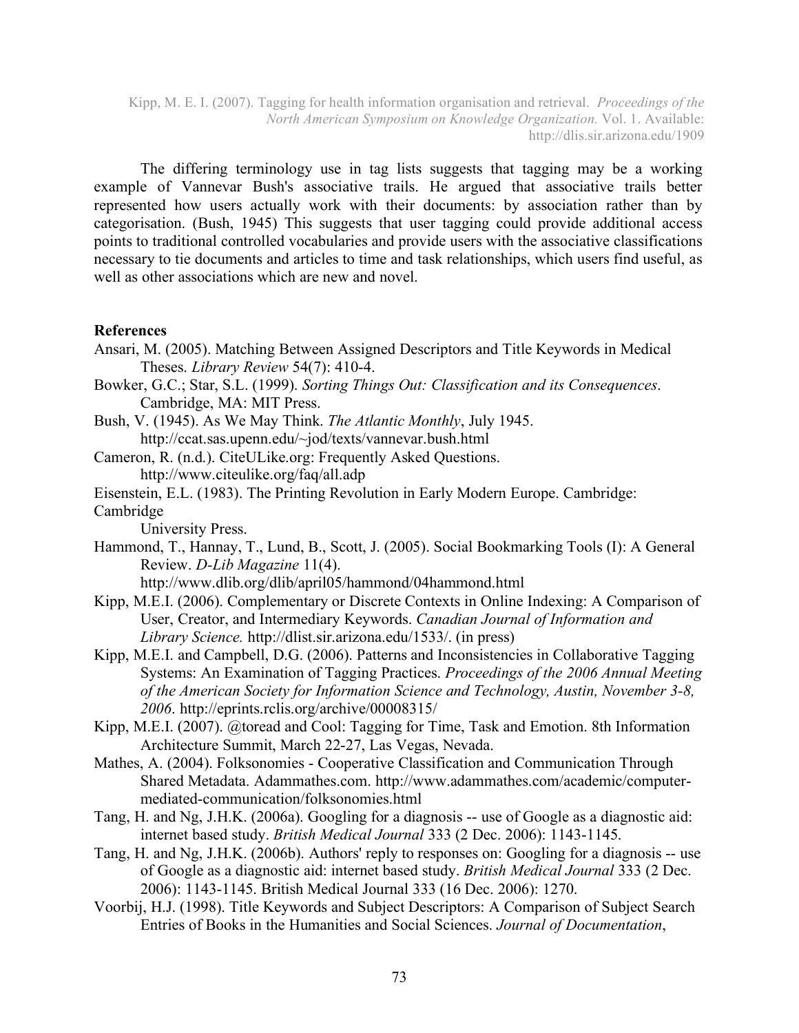The differing terminology use in tag lists suggests that tagging may be a working example of Vannevar Bush's associative trails. He argued that associative trails better represented how users actually work with their documents: by association rather than by categorisation. (Bush, 1945) This suggests that user tagging could provide additional access points to traditional controlled vocabularies and provide users with the associative classifications necessary to tie documents and articles to time and task relationships, which users find useful, as well as other associations which are new and novel.

**References**

Ansari, M. (2005). Matching Between Assigned Descriptors and Title Keywords in Medical Theses. *Library Review* 54(7): 410-4.

Bowker, G.C.; Star, S.L. (1999). *Sorting Things Out: Classification and its Consequences*. Cambridge, MA: MIT Press.

Bush, V. (1945). As We May Think. *The Atlantic Monthly*, July 1945. http://ccat.sas.upenn.edu/~jod/texts/vannevar.bush.html

Cameron, R. (n.d.). CiteULike.org: Frequently Asked Questions. http://www.citeulike.org/faq/all.adp

Eisenstein, E.L. (1983). The Printing Revolution in Early Modern Europe. Cambridge: Cambridge University Press.

Hammond, T., Hannay, T., Lund, B., Scott, J. (2005). Social Bookmarking Tools (I): A General Review. *D-Lib Magazine* 11(4). http://www.dlib.org/dlib/april05/hammond/04hammond.html

Kipp, M.E.I. (2006). Complementary or Discrete Contexts in Online Indexing: A Comparison of User, Creator, and Intermediary Keywords. *Canadian Journal of Information and Library Science.* http://dlist.sir.arizona.edu/1533/. (in press)

Kipp, M.E.I. and Campbell, D.G. (2006). Patterns and Inconsistencies in Collaborative Tagging Systems: An Examination of Tagging Practices. *Proceedings of the 2006 Annual Meeting of the American Society for Information Science and Technology, Austin, November 3-8, 2006*. http://eprints.rclis.org/archive/00008315/

Kipp, M.E.I. (2007). @toread and Cool: Tagging for Time, Task and Emotion. 8th Information Architecture Summit, March 22-27, Las Vegas, Nevada.

Mathes, A. (2004). Folksonomies - Cooperative Classification and Communication Through Shared Metadata. Adammathes.com. http://www.adammathes.com/academic/computer-mediated-communication/folksonomies.html

Tang, H. and Ng, J.H.K. (2006a). Googling for a diagnosis -- use of Google as a diagnostic aid: internet based study. *British Medical Journal* 333 (2 Dec. 2006): 1143-1145.

Tang, H. and Ng, J.H.K. (2006b). Authors' reply to responses on: Googling for a diagnosis -- use of Google as a diagnostic aid: internet based study. *British Medical Journal* 333 (2 Dec. 2006): 1143-1145. British Medical Journal 333 (16 Dec. 2006): 1270.

Voorbij, H.J. (1998). Title Keywords and Subject Descriptors: A Comparison of Subject Search Entries of Books in the Humanities and Social Sciences. *Journal of Documentation*,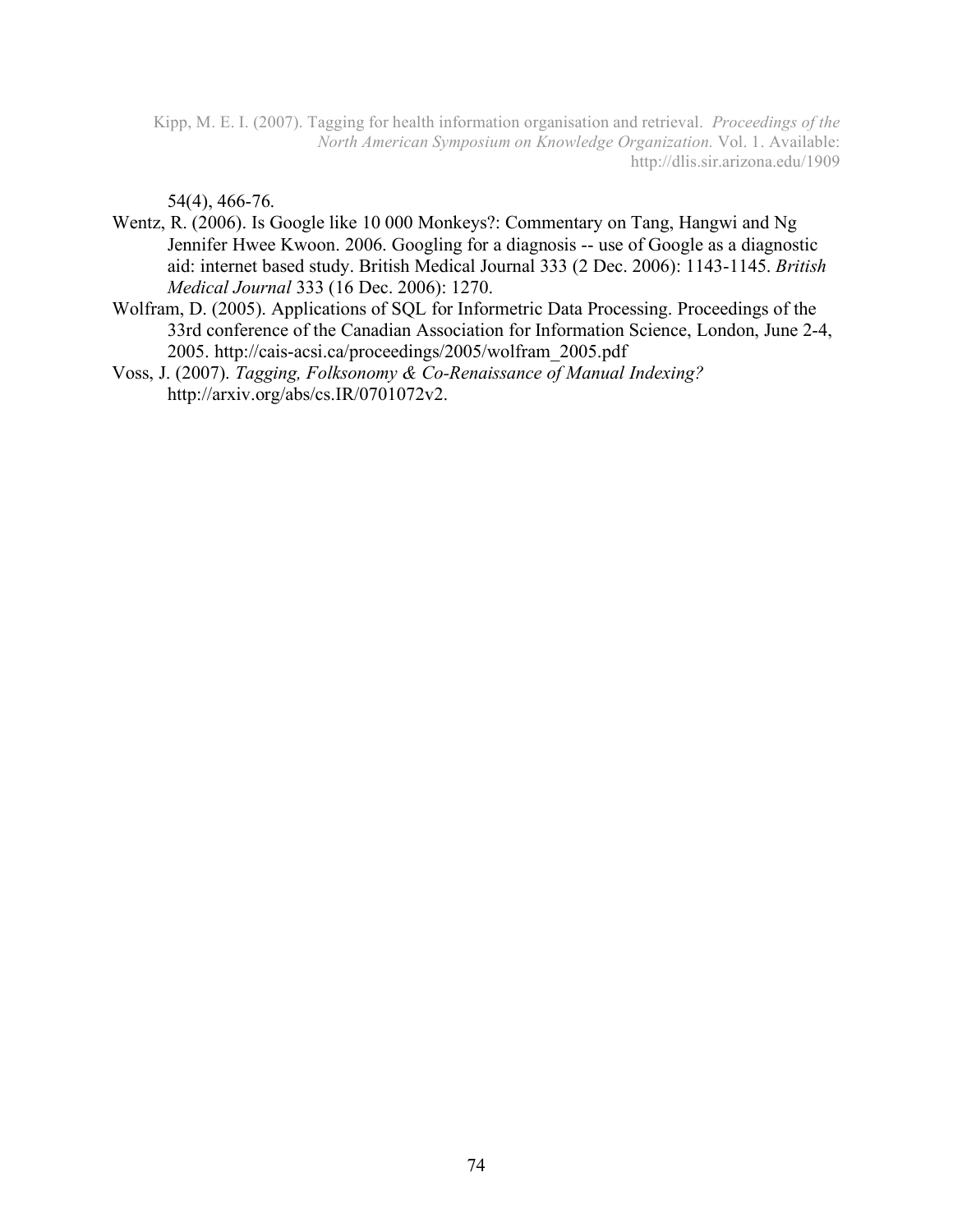54(4), 466-76.

Wentz, R. (2006). Is Google like 10 000 Monkeys?: Commentary on Tang, Hangwi and Ng Jennifer Hwee Kwoon. 2006. Googling for a diagnosis -- use of Google as a diagnostic aid: internet based study. British Medical Journal 333 (2 Dec. 2006): 1143-1145. *British Medical Journal* 333 (16 Dec. 2006): 1270.

Wolfram, D. (2005). Applications of SQL for Informetric Data Processing. Proceedings of the 33rd conference of the Canadian Association for Information Science, London, June 2-4, 2005. http://cais-acsi.ca/proceedings/2005/wolfram_2005.pdf

Voss, J. (2007). *Tagging, Folksonomy & Co-Renaissance of Manual Indexing?* http://arxiv.org/abs/cs.IR/0701072v2.